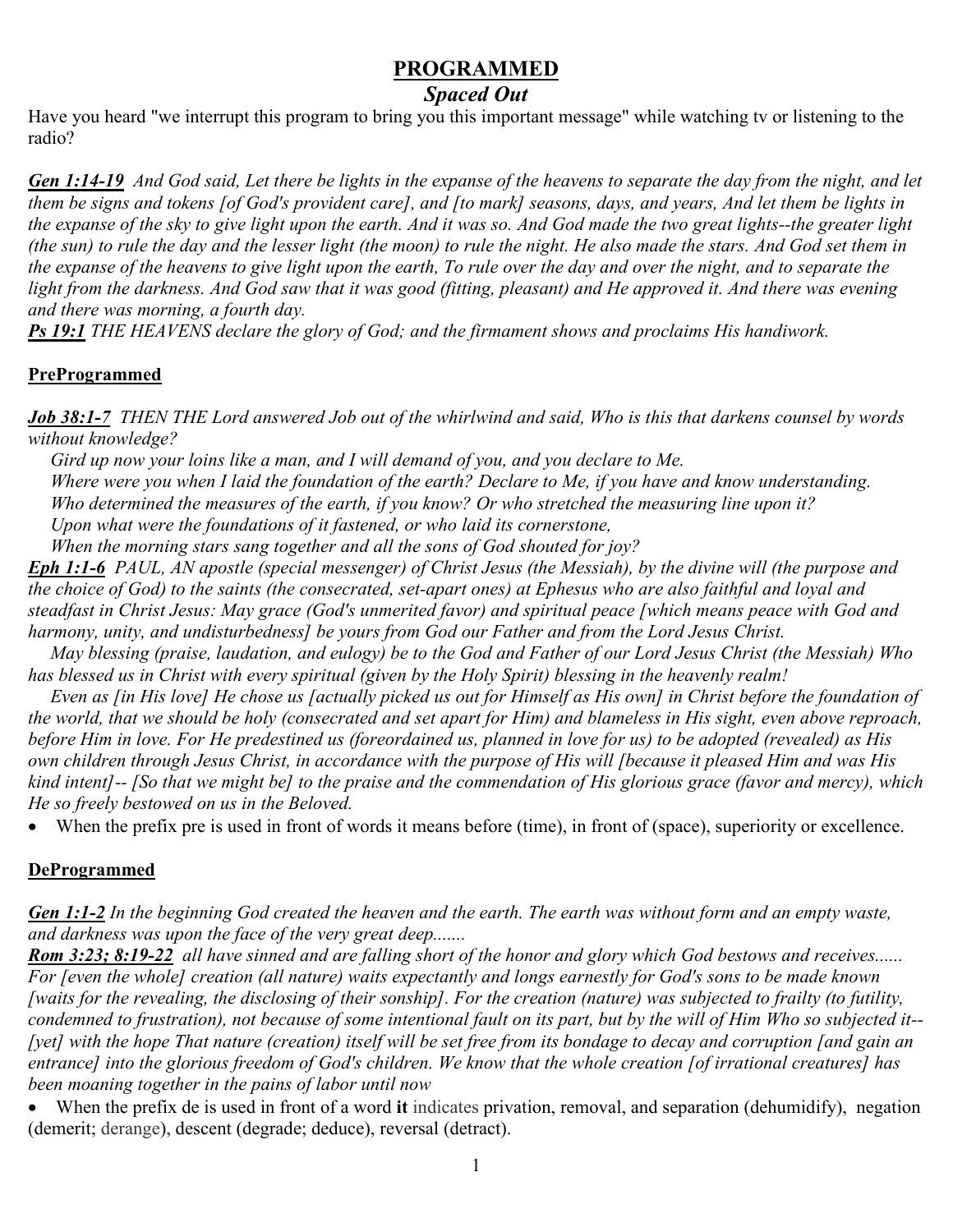# **PROGRAMMED**

## ***Spaced Out***

Have you heard "we interrupt this program to bring you this important message" while watching tv or listening to the radio?

***Gen 1:14-19*** *And God said, Let there be lights in the expanse of the heavens to separate the day from the night, and let them be signs and tokens [of God's provident care], and [to mark] seasons, days, and years, And let them be lights in the expanse of the sky to give light upon the earth. And it was so. And God made the two great lights--the greater light (the sun) to rule the day and the lesser light (the moon) to rule the night. He also made the stars. And God set them in the expanse of the heavens to give light upon the earth, To rule over the day and over the night, and to separate the light from the darkness. And God saw that it was good (fitting, pleasant) and He approved it. And there was evening and there was morning, a fourth day.*

***Ps 19:1*** *THE HEAVENS declare the glory of God; and the firmament shows and proclaims His handiwork.*

### **PreProgrammed**

***Job 38:1-7*** *THEN THE Lord answered Job out of the whirlwind and said, Who is this that darkens counsel by words without knowledge?*
*Gird up now your loins like a man, and I will demand of you, and you declare to Me.*
*Where were you when I laid the foundation of the earth? Declare to Me, if you have and know understanding.*
*Who determined the measures of the earth, if you know? Or who stretched the measuring line upon it?*
*Upon what were the foundations of it fastened, or who laid its cornerstone,*
*When the morning stars sang together and all the sons of God shouted for joy?*

***Eph 1:1-6*** *PAUL, AN apostle (special messenger) of Christ Jesus (the Messiah), by the divine will (the purpose and the choice of God) to the saints (the consecrated, set-apart ones) at Ephesus who are also faithful and loyal and steadfast in Christ Jesus: May grace (God's unmerited favor) and spiritual peace [which means peace with God and harmony, unity, and undisturbedness] be yours from God our Father and from the Lord Jesus Christ.*
*May blessing (praise, laudation, and eulogy) be to the God and Father of our Lord Jesus Christ (the Messiah) Who has blessed us in Christ with every spiritual (given by the Holy Spirit) blessing in the heavenly realm!*
*Even as [in His love] He chose us [actually picked us out for Himself as His own] in Christ before the foundation of the world, that we should be holy (consecrated and set apart for Him) and blameless in His sight, even above reproach, before Him in love. For He predestined us (foreordained us, planned in love for us) to be adopted (revealed) as His own children through Jesus Christ, in accordance with the purpose of His will [because it pleased Him and was His kind intent]-- [So that we might be] to the praise and the commendation of His glorious grace (favor and mercy), which He so freely bestowed on us in the Beloved.*

- When the prefix pre is used in front of words it means before (time), in front of (space), superiority or excellence.

### **DeProgrammed**

***Gen 1:1-2*** *In the beginning God created the heaven and the earth. The earth was without form and an empty waste, and darkness was upon the face of the very great deep.......*

***Rom 3:23; 8:19-22*** *all have sinned and are falling short of the honor and glory which God bestows and receives...... For [even the whole] creation (all nature) waits expectantly and longs earnestly for God's sons to be made known [waits for the revealing, the disclosing of their sonship]. For the creation (nature) was subjected to frailty (to futility, condemned to frustration), not because of some intentional fault on its part, but by the will of Him Who so subjected it-- [yet] with the hope That nature (creation) itself will be set free from its bondage to decay and corruption [and gain an entrance] into the glorious freedom of God's children. We know that the whole creation [of irrational creatures] has been moaning together in the pains of labor until now*

- When the prefix de is used in front of a word **it** indicates privation, removal, and separation (dehumidify), negation (demerit; derange), descent (degrade; deduce), reversal (detract).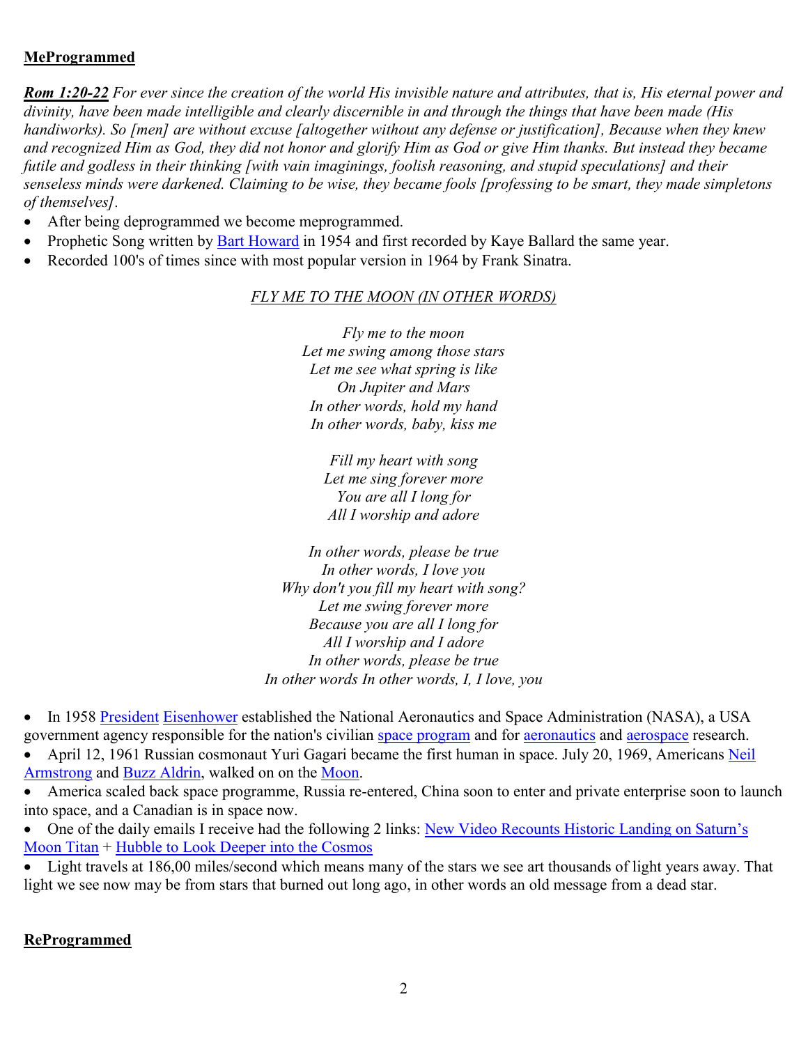**<u>MeProgrammed</u>**

***<u>Rom 1:20-22</u>*** *For ever since the creation of the world His invisible nature and attributes, that is, His eternal power and divinity, have been made intelligible and clearly discernible in and through the things that have been made (His handiworks). So [men] are without excuse [altogether without any defense or justification], Because when they knew and recognized Him as God, they did not honor and glorify Him as God or give Him thanks. But instead they became futile and godless in their thinking [with vain imaginings, foolish reasoning, and stupid speculations] and their senseless minds were darkened. Claiming to be wise, they became fools [professing to be smart, they made simpletons of themselves].*

- After being deprogrammed we become meprogrammed.
- Prophetic Song written by Bart Howard in 1954 and first recorded by Kaye Ballard the same year.
- Recorded 100's of times since with most popular version in 1964 by Frank Sinatra.

*<u>FLY ME TO THE MOON (IN OTHER WORDS)</u>*

*Fly me to the moon*
*Let me swing among those stars*
*Let me see what spring is like*
*On Jupiter and Mars*
*In other words, hold my hand*
*In other words, baby, kiss me*

*Fill my heart with song*
*Let me sing forever more*
*You are all I long for*
*All I worship and adore*

*In other words, please be true*
*In other words, I love you*
*Why don't you fill my heart with song?*
*Let me swing forever more*
*Because you are all I long for*
*All I worship and I adore*
*In other words, please be true*
*In other words In other words, I, I love, you*

- In 1958 President Eisenhower established the National Aeronautics and Space Administration (NASA), a USA government agency responsible for the nation's civilian space program and for aeronautics and aerospace research.
- April 12, 1961 Russian cosmonaut Yuri Gagari became the first human in space. July 20, 1969, Americans Neil Armstrong and Buzz Aldrin, walked on on the Moon.
- America scaled back space programme, Russia re-entered, China soon to enter and private enterprise soon to launch into space, and a Canadian is in space now.
- One of the daily emails I receive had the following 2 links: New Video Recounts Historic Landing on Saturn's Moon Titan + Hubble to Look Deeper into the Cosmos
- Light travels at 186,00 miles/second which means many of the stars we see art thousands of light years away. That light we see now may be from stars that burned out long ago, in other words an old message from a dead star.

**<u>ReProgrammed</u>**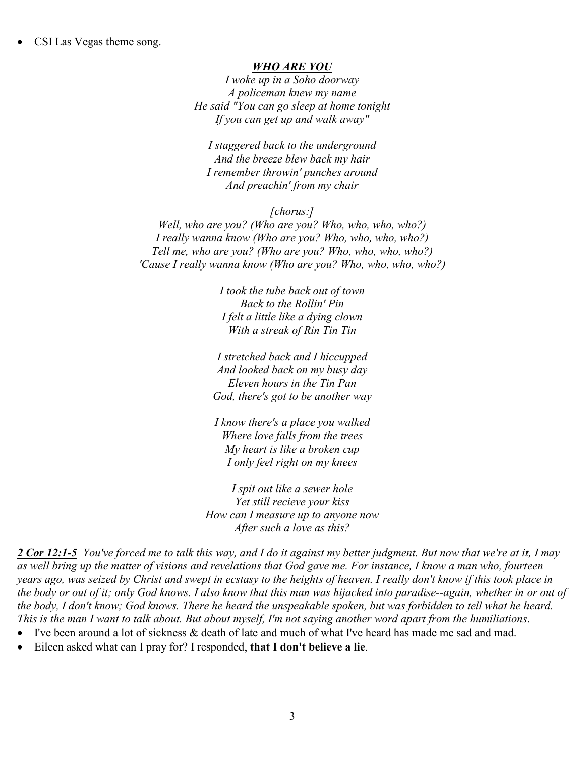- CSI Las Vegas theme song.

***WHO ARE YOU***

*I woke up in a Soho doorway*
*A policeman knew my name*
*He said "You can go sleep at home tonight*
*If you can get up and walk away"*

*I staggered back to the underground*
*And the breeze blew back my hair*
*I remember throwin' punches around*
*And preachin' from my chair*

*[chorus:]*
*Well, who are you? (Who are you? Who, who, who, who?)*
*I really wanna know (Who are you? Who, who, who, who?)*
*Tell me, who are you? (Who are you? Who, who, who, who?)*
*'Cause I really wanna know (Who are you? Who, who, who, who?)*

*I took the tube back out of town*
*Back to the Rollin' Pin*
*I felt a little like a dying clown*
*With a streak of Rin Tin Tin*

*I stretched back and I hiccupped*
*And looked back on my busy day*
*Eleven hours in the Tin Pan*
*God, there's got to be another way*

*I know there's a place you walked*
*Where love falls from the trees*
*My heart is like a broken cup*
*I only feel right on my knees*

*I spit out like a sewer hole*
*Yet still recieve your kiss*
*How can I measure up to anyone now*
*After such a love as this?*

***2 Cor 12:1-5*** *You've forced me to talk this way, and I do it against my better judgment. But now that we're at it, I may as well bring up the matter of visions and revelations that God gave me. For instance, I know a man who, fourteen years ago, was seized by Christ and swept in ecstasy to the heights of heaven. I really don't know if this took place in the body or out of it; only God knows. I also know that this man was hijacked into paradise--again, whether in or out of the body, I don't know; God knows. There he heard the unspeakable spoken, but was forbidden to tell what he heard. This is the man I want to talk about. But about myself, I'm not saying another word apart from the humiliations.*

- I've been around a lot of sickness & death of late and much of what I've heard has made me sad and mad.
- Eileen asked what can I pray for? I responded, **that I don't believe a lie**.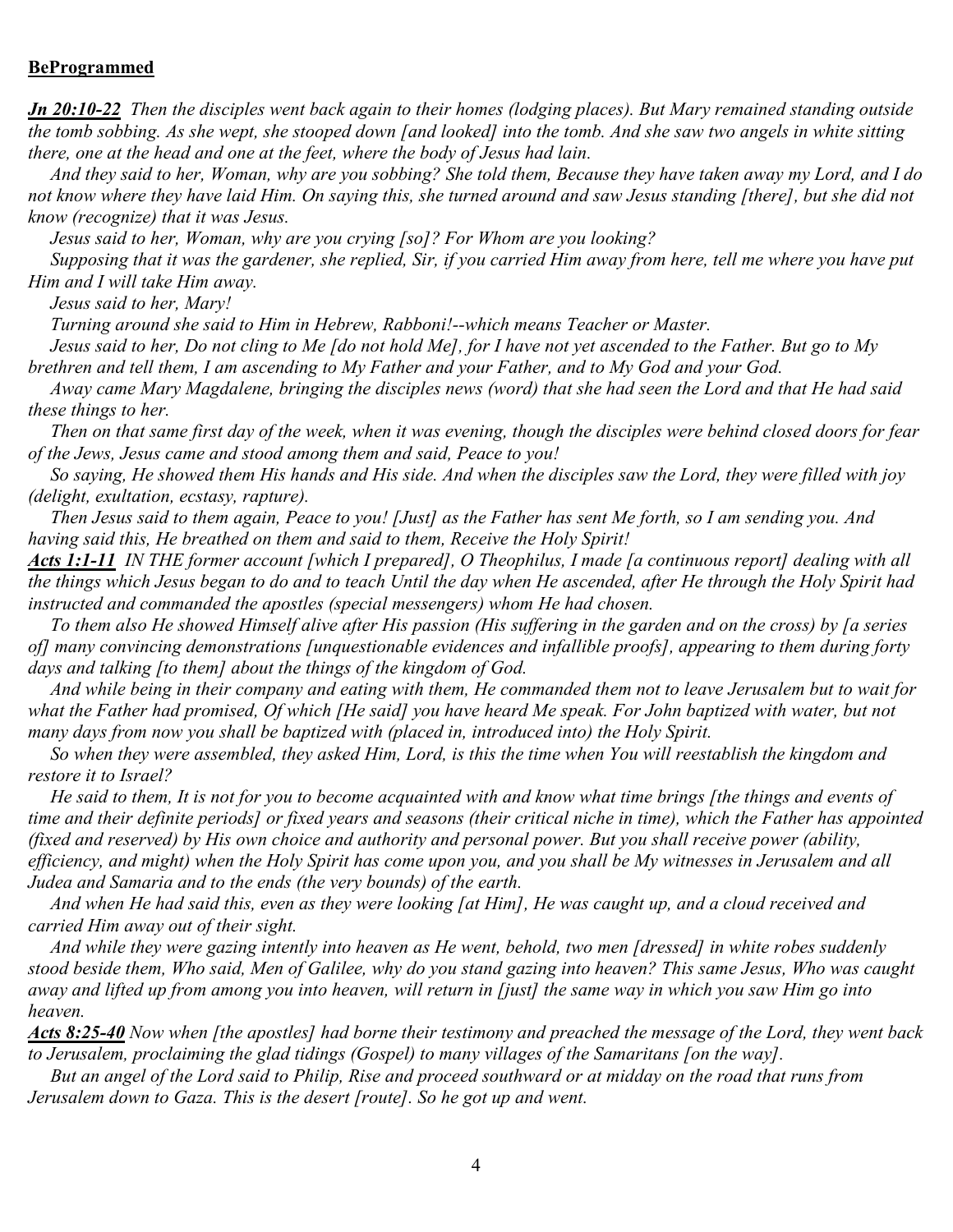**BeProgrammed**

***Jn 20:10-22*** *Then the disciples went back again to their homes (lodging places). But Mary remained standing outside the tomb sobbing. As she wept, she stooped down [and looked] into the tomb. And she saw two angels in white sitting there, one at the head and one at the feet, where the body of Jesus had lain.*

*And they said to her, Woman, why are you sobbing? She told them, Because they have taken away my Lord, and I do not know where they have laid Him. On saying this, she turned around and saw Jesus standing [there], but she did not know (recognize) that it was Jesus.*

*Jesus said to her, Woman, why are you crying [so]? For Whom are you looking?*

*Supposing that it was the gardener, she replied, Sir, if you carried Him away from here, tell me where you have put Him and I will take Him away.*

*Jesus said to her, Mary!*

*Turning around she said to Him in Hebrew, Rabboni!--which means Teacher or Master.*

*Jesus said to her, Do not cling to Me [do not hold Me], for I have not yet ascended to the Father. But go to My brethren and tell them, I am ascending to My Father and your Father, and to My God and your God.*

*Away came Mary Magdalene, bringing the disciples news (word) that she had seen the Lord and that He had said these things to her.*

*Then on that same first day of the week, when it was evening, though the disciples were behind closed doors for fear of the Jews, Jesus came and stood among them and said, Peace to you!*

*So saying, He showed them His hands and His side. And when the disciples saw the Lord, they were filled with joy (delight, exultation, ecstasy, rapture).*

*Then Jesus said to them again, Peace to you! [Just] as the Father has sent Me forth, so I am sending you. And having said this, He breathed on them and said to them, Receive the Holy Spirit!*

***Acts 1:1-11*** *IN THE former account [which I prepared], O Theophilus, I made [a continuous report] dealing with all the things which Jesus began to do and to teach Until the day when He ascended, after He through the Holy Spirit had instructed and commanded the apostles (special messengers) whom He had chosen.*

*To them also He showed Himself alive after His passion (His suffering in the garden and on the cross) by [a series of] many convincing demonstrations [unquestionable evidences and infallible proofs], appearing to them during forty days and talking [to them] about the things of the kingdom of God.*

*And while being in their company and eating with them, He commanded them not to leave Jerusalem but to wait for what the Father had promised, Of which [He said] you have heard Me speak. For John baptized with water, but not many days from now you shall be baptized with (placed in, introduced into) the Holy Spirit.*

*So when they were assembled, they asked Him, Lord, is this the time when You will reestablish the kingdom and restore it to Israel?*

*He said to them, It is not for you to become acquainted with and know what time brings [the things and events of time and their definite periods] or fixed years and seasons (their critical niche in time), which the Father has appointed (fixed and reserved) by His own choice and authority and personal power. But you shall receive power (ability, efficiency, and might) when the Holy Spirit has come upon you, and you shall be My witnesses in Jerusalem and all Judea and Samaria and to the ends (the very bounds) of the earth.*

*And when He had said this, even as they were looking [at Him], He was caught up, and a cloud received and carried Him away out of their sight.*

*And while they were gazing intently into heaven as He went, behold, two men [dressed] in white robes suddenly stood beside them, Who said, Men of Galilee, why do you stand gazing into heaven? This same Jesus, Who was caught away and lifted up from among you into heaven, will return in [just] the same way in which you saw Him go into heaven.*

***Acts 8:25-40*** *Now when [the apostles] had borne their testimony and preached the message of the Lord, they went back to Jerusalem, proclaiming the glad tidings (Gospel) to many villages of the Samaritans [on the way].*

*But an angel of the Lord said to Philip, Rise and proceed southward or at midday on the road that runs from Jerusalem down to Gaza. This is the desert [route]. So he got up and went.*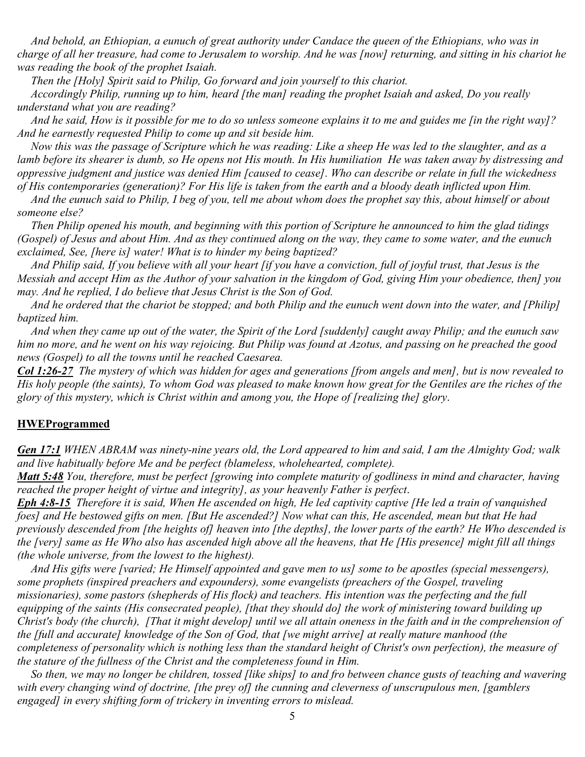*And behold, an Ethiopian, a eunuch of great authority under Candace the queen of the Ethiopians, who was in charge of all her treasure, had come to Jerusalem to worship. And he was [now] returning, and sitting in his chariot he was reading the book of the prophet Isaiah.*

*Then the [Holy] Spirit said to Philip, Go forward and join yourself to this chariot.*

*Accordingly Philip, running up to him, heard [the man] reading the prophet Isaiah and asked, Do you really understand what you are reading?*

*And he said, How is it possible for me to do so unless someone explains it to me and guides me [in the right way]? And he earnestly requested Philip to come up and sit beside him.*

*Now this was the passage of Scripture which he was reading: Like a sheep He was led to the slaughter, and as a lamb before its shearer is dumb, so He opens not His mouth. In His humiliation He was taken away by distressing and oppressive judgment and justice was denied Him [caused to cease]. Who can describe or relate in full the wickedness of His contemporaries (generation)? For His life is taken from the earth and a bloody death inflicted upon Him.*

*And the eunuch said to Philip, I beg of you, tell me about whom does the prophet say this, about himself or about someone else?*

*Then Philip opened his mouth, and beginning with this portion of Scripture he announced to him the glad tidings (Gospel) of Jesus and about Him. And as they continued along on the way, they came to some water, and the eunuch exclaimed, See, [here is] water! What is to hinder my being baptized?*

*And Philip said, If you believe with all your heart [if you have a conviction, full of joyful trust, that Jesus is the Messiah and accept Him as the Author of your salvation in the kingdom of God, giving Him your obedience, then] you may. And he replied, I do believe that Jesus Christ is the Son of God.*

*And he ordered that the chariot be stopped; and both Philip and the eunuch went down into the water, and [Philip] baptized him.*

*And when they came up out of the water, the Spirit of the Lord [suddenly] caught away Philip; and the eunuch saw him no more, and he went on his way rejoicing. But Philip was found at Azotus, and passing on he preached the good news (Gospel) to all the towns until he reached Caesarea.*

***Col 1:26-27*** *The mystery of which was hidden for ages and generations [from angels and men], but is now revealed to His holy people (the saints), To whom God was pleased to make known how great for the Gentiles are the riches of the glory of this mystery, which is Christ within and among you, the Hope of [realizing the] glory.*

**HWEProgrammed**

***Gen 17:1*** *WHEN ABRAM was ninety-nine years old, the Lord appeared to him and said, I am the Almighty God; walk and live habitually before Me and be perfect (blameless, wholehearted, complete).*

***Matt 5:48*** *You, therefore, must be perfect [growing into complete maturity of godliness in mind and character, having reached the proper height of virtue and integrity], as your heavenly Father is perfect.*

***Eph 4:8-15*** *Therefore it is said, When He ascended on high, He led captivity captive [He led a train of vanquished foes] and He bestowed gifts on men. [But He ascended?] Now what can this, He ascended, mean but that He had previously descended from [the heights of] heaven into [the depths], the lower parts of the earth? He Who descended is the [very] same as He Who also has ascended high above all the heavens, that He [His presence] might fill all things (the whole universe, from the lowest to the highest).*

*And His gifts were [varied; He Himself appointed and gave men to us] some to be apostles (special messengers), some prophets (inspired preachers and expounders), some evangelists (preachers of the Gospel, traveling missionaries), some pastors (shepherds of His flock) and teachers. His intention was the perfecting and the full equipping of the saints (His consecrated people), [that they should do] the work of ministering toward building up Christ's body (the church), [That it might develop] until we all attain oneness in the faith and in the comprehension of the [full and accurate] knowledge of the Son of God, that [we might arrive] at really mature manhood (the completeness of personality which is nothing less than the standard height of Christ's own perfection), the measure of the stature of the fullness of the Christ and the completeness found in Him.*

*So then, we may no longer be children, tossed [like ships] to and fro between chance gusts of teaching and wavering with every changing wind of doctrine, [the prey of] the cunning and cleverness of unscrupulous men, [gamblers engaged] in every shifting form of trickery in inventing errors to mislead.*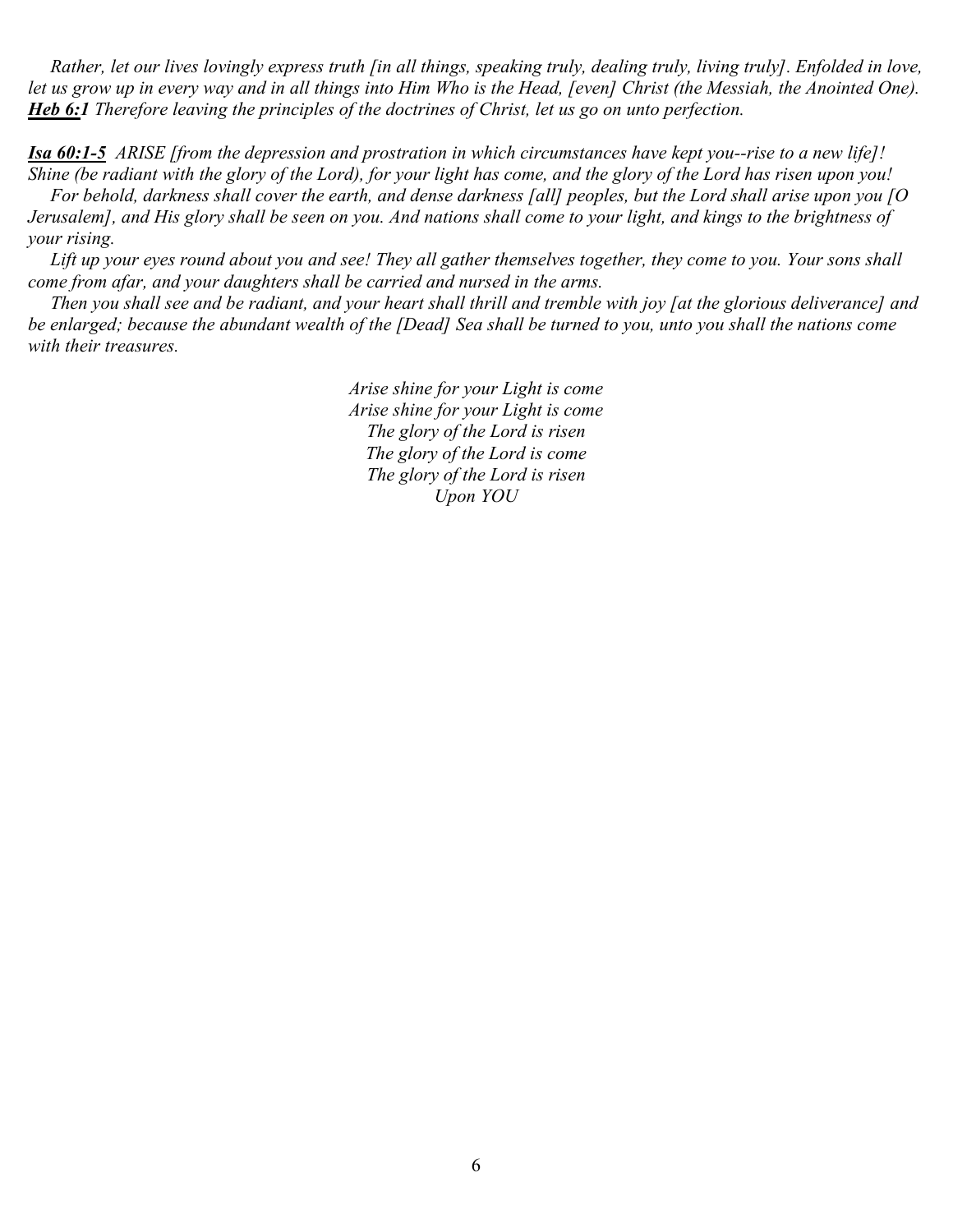*Rather, let our lives lovingly express truth [in all things, speaking truly, dealing truly, living truly]. Enfolded in love, let us grow up in every way and in all things into Him Who is the Head, [even] Christ (the Messiah, the Anointed One).*
***Heb 6:1*** *Therefore leaving the principles of the doctrines of Christ, let us go on unto perfection.*

***Isa 60:1-5*** *ARISE [from the depression and prostration in which circumstances have kept you--rise to a new life]! Shine (be radiant with the glory of the Lord), for your light has come, and the glory of the Lord has risen upon you!*

*For behold, darkness shall cover the earth, and dense darkness [all] peoples, but the Lord shall arise upon you [O Jerusalem], and His glory shall be seen on you. And nations shall come to your light, and kings to the brightness of your rising.*

*Lift up your eyes round about you and see! They all gather themselves together, they come to you. Your sons shall come from afar, and your daughters shall be carried and nursed in the arms.*

*Then you shall see and be radiant, and your heart shall thrill and tremble with joy [at the glorious deliverance] and be enlarged; because the abundant wealth of the [Dead] Sea shall be turned to you, unto you shall the nations come with their treasures.*

*Arise shine for your Light is come*
*Arise shine for your Light is come*
*The glory of the Lord is risen*
*The glory of the Lord is come*
*The glory of the Lord is risen*
*Upon YOU*